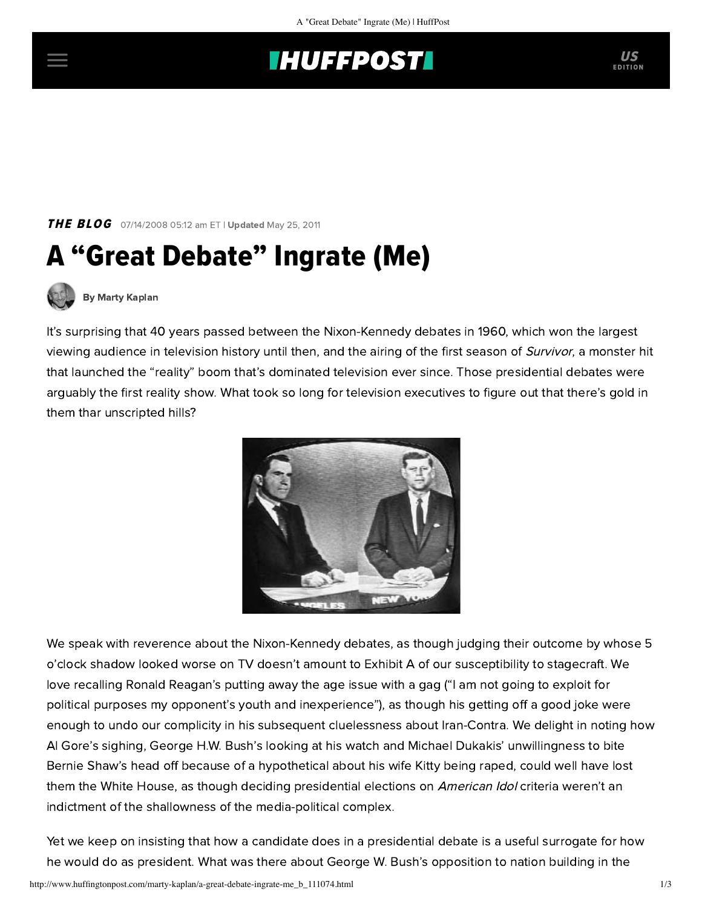THE BLOG 07/14/2008 05:12 am ET | Updated May 25, 2011

# A "Great Debate" Ingrate (Me)

By Marty Kaplan

It's surprising that 40 years passed between the Nixon-Kennedy debates in 1960, which won the largest viewing audience in television history until then, and the airing of the first season of *Survivor*, a monster hit that launched the "reality" boom that's dominated television ever since. Those presidential debates were arguably the first reality show. What took so long for television executives to figure out that there's gold in them thar unscripted hills?

We speak with reverence about the Nixon-Kennedy debates, as though judging their outcome by whose 5 o'clock shadow looked worse on TV doesn't amount to Exhibit A of our susceptibility to stagecraft. We love recalling Ronald Reagan's putting away the age issue with a gag ("I am not going to exploit for political purposes my opponent's youth and inexperience"), as though his getting off a good joke were enough to undo our complicity in his subsequent cluelessness about Iran-Contra. We delight in noting how Al Gore's sighing, George H.W. Bush's looking at his watch and Michael Dukakis' unwillingness to bite Bernie Shaw's head off because of a hypothetical about his wife Kitty being raped, could well have lost them the White House, as though deciding presidential elections on *American Idol* criteria weren't an indictment of the shallowness of the media-political complex.

Yet we keep on insisting that how a candidate does in a presidential debate is a useful surrogate for how he would do as president. What was there about George W. Bush's opposition to nation building in the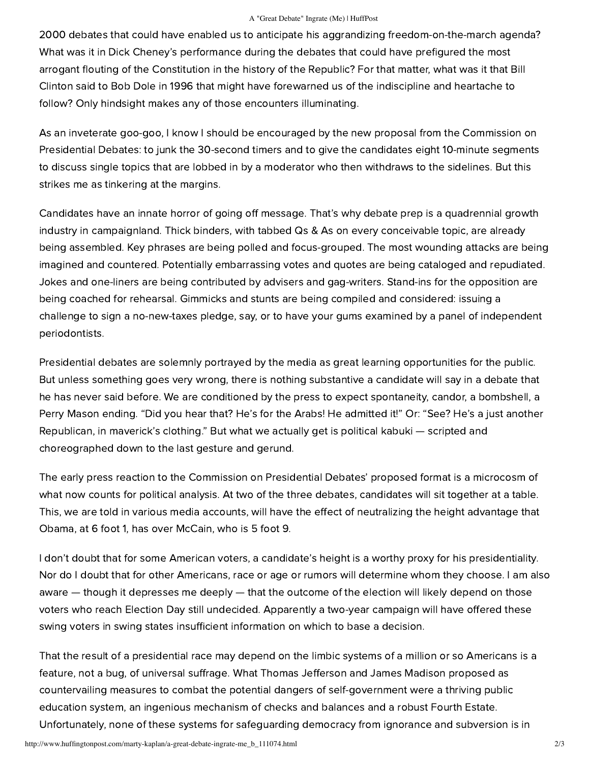2000 debates that could have enabled us to anticipate his aggrandizing freedom-on-the-march agenda? What was it in Dick Cheney's performance during the debates that could have prefigured the most arrogant flouting of the Constitution in the history of the Republic? For that matter, what was it that Bill Clinton said to Bob Dole in 1996 that might have forewarned us of the indiscipline and heartache to follow? Only hindsight makes any of those encounters illuminating.

As an inveterate goo-goo, I know I should be encouraged by the new proposal from the Commission on Presidential Debates: to junk the 30-second timers and to give the candidates eight 10-minute segments to discuss single topics that are lobbed in by a moderator who then withdraws to the sidelines. But this strikes me as tinkering at the margins.

Candidates have an innate horror of going off message. That's why debate prep is a quadrennial growth industry in campaignland. Thick binders, with tabbed Qs & As on every conceivable topic, are already being assembled. Key phrases are being polled and focus-grouped. The most wounding attacks are being imagined and countered. Potentially embarrassing votes and quotes are being cataloged and repudiated. Jokes and one-liners are being contributed by advisers and gag-writers. Stand-ins for the opposition are being coached for rehearsal. Gimmicks and stunts are being compiled and considered: issuing a challenge to sign a no-new-taxes pledge, say, or to have your gums examined by a panel of independent periodontists.

Presidential debates are solemnly portrayed by the media as great learning opportunities for the public. But unless something goes very wrong, there is nothing substantive a candidate will say in a debate that he has never said before. We are conditioned by the press to expect spontaneity, candor, a bombshell, a Perry Mason ending. "Did you hear that? He's for the Arabs! He admitted it!" Or: "See? He's a just another Republican, in maverick's clothing." But what we actually get is political kabuki — scripted and choreographed down to the last gesture and gerund.

The early press reaction to the Commission on Presidential Debates' proposed format is a microcosm of what now counts for political analysis. At two of the three debates, candidates will sit together at a table. This, we are told in various media accounts, will have the effect of neutralizing the height advantage that Obama, at 6 foot 1, has over McCain, who is 5 foot 9.

I don't doubt that for some American voters, a candidate's height is a worthy proxy for his presidentiality. Nor do I doubt that for other Americans, race or age or rumors will determine whom they choose. I am also aware — though it depresses me deeply — that the outcome of the election will likely depend on those voters who reach Election Day still undecided. Apparently a two-year campaign will have offered these swing voters in swing states insufficient information on which to base a decision.

That the result of a presidential race may depend on the limbic systems of a million or so Americans is a feature, not a bug, of universal suffrage. What Thomas Jefferson and James Madison proposed as countervailing measures to combat the potential dangers of self-government were a thriving public education system, an ingenious mechanism of checks and balances and a robust Fourth Estate. Unfortunately, none of these systems for safeguarding democracy from ignorance and subversion is in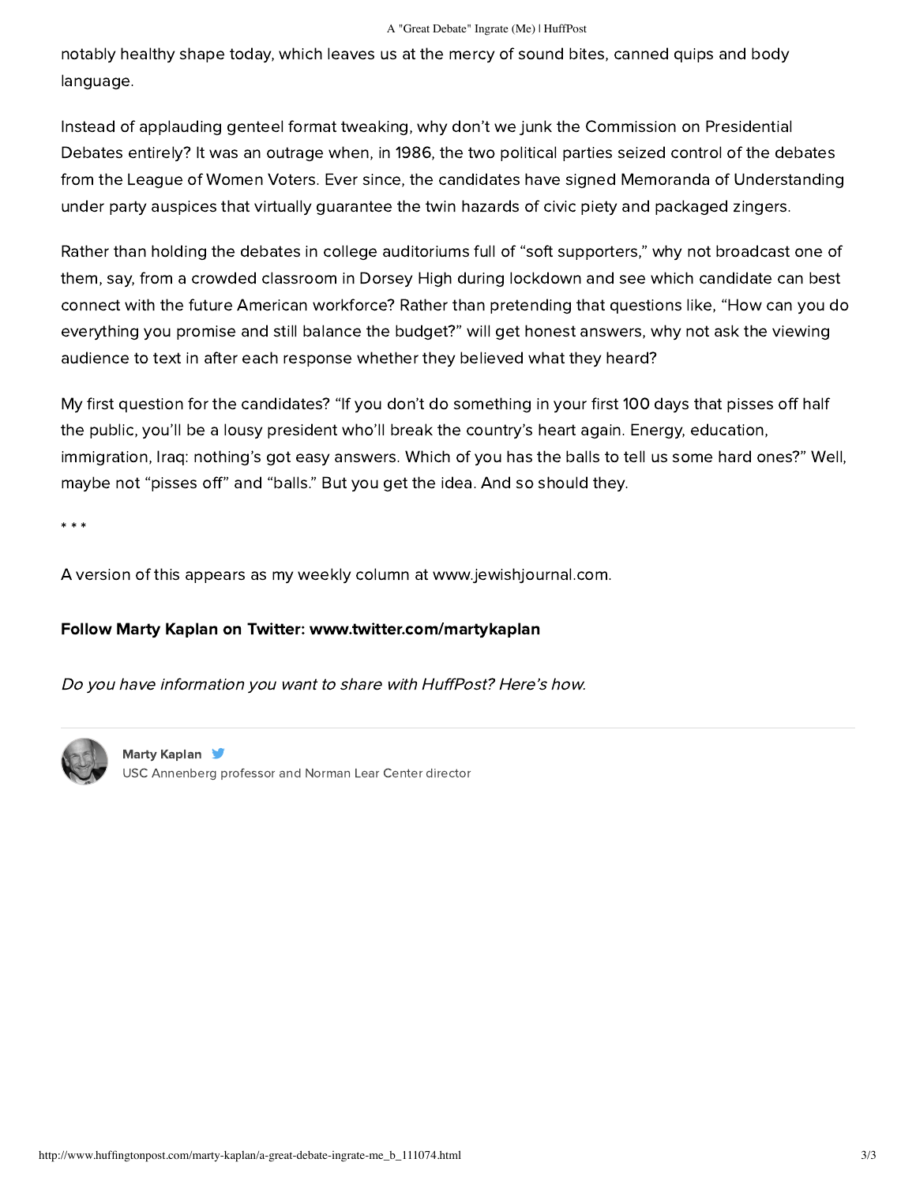notably healthy shape today, which leaves us at the mercy of sound bites, canned quips and body language.

Instead of applauding genteel format tweaking, why don't we junk the Commission on Presidential Debates entirely? It was an outrage when, in 1986, the two political parties seized control of the debates from the League of Women Voters. Ever since, the candidates have signed Memoranda of Understanding under party auspices that virtually guarantee the twin hazards of civic piety and packaged zingers.

Rather than holding the debates in college auditoriums full of "soft supporters," why not broadcast one of them, say, from a crowded classroom in Dorsey High during lockdown and see which candidate can best connect with the future American workforce? Rather than pretending that questions like, "How can you do everything you promise and still balance the budget?" will get honest answers, why not ask the viewing audience to text in after each response whether they believed what they heard?

My first question for the candidates? "If you don't do something in your first 100 days that pisses off half the public, you'll be a lousy president who'll break the country's heart again. Energy, education, immigration, Iraq: nothing's got easy answers. Which of you has the balls to tell us some hard ones?" Well, maybe not "pisses off" and "balls." But you get the idea. And so should they.

* * *

A version of this appears as my weekly column at www.jewishjournal.com.

**Follow Marty Kaplan on Twitter: www.twitter.com/martykaplan**

*Do you have information you want to share with HuffPost? Here's how.*

---

**Marty Kaplan**

USC Annenberg professor and Norman Lear Center director